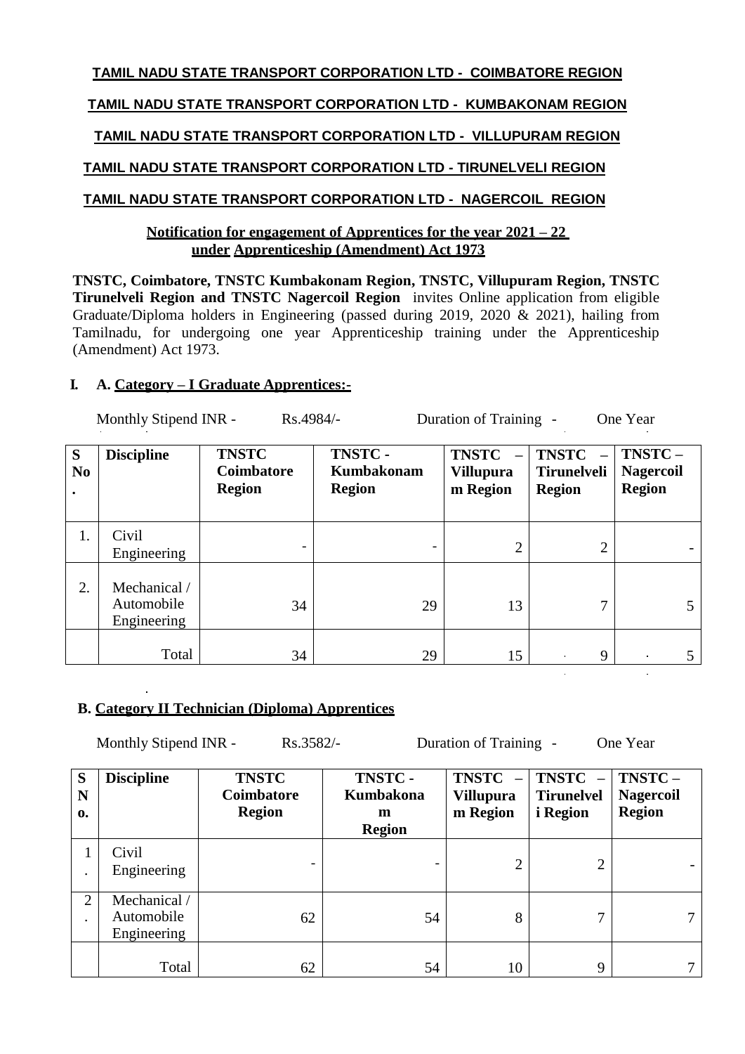**TAMIL NADU STATE TRANSPORT CORPORATION LTD - COIMBATORE REGION**

**TAMIL NADU STATE TRANSPORT CORPORATION LTD - KUMBAKONAM REGION**

**TAMIL NADU STATE TRANSPORT CORPORATION LTD - VILLUPURAM REGION**

**TAMIL NADU STATE TRANSPORT CORPORATION LTD - TIRUNELVELI REGION**

**TAMIL NADU STATE TRANSPORT CORPORATION LTD - NAGERCOIL REGION**

**Notification for engagement of Apprentices for the year 2021 – 22 under Apprenticeship (Amendment) Act 1973**

**TNSTC, Coimbatore, TNSTC Kumbakonam Region, TNSTC, Villupuram Region, TNSTC Tirunelveli Region and TNSTC Nagercoil Region** invites Online application from eligible Graduate/Diploma holders in Engineering (passed during 2019, 2020 & 2021), hailing from Tamilnadu, for undergoing one year Apprenticeship training under the Apprenticeship (Amendment) Act 1973.

**I. A. Category – I Graduate Apprentices:-**

Monthly Stipend INR - Rs.4984/- Duration of Training - One Year

| S No. | Discipline | TNSTC Coimbatore Region | TNSTC - Kumbakonam Region | TNSTC – Villupuram Region | TNSTC – Tirunelveli Region | TNSTC – Nagercoil Region |
|---|---|---|---|---|---|---|
| 1. | Civil Engineering | - | - | 2 | 2 | - |
| 2. | Mechanical / Automobile Engineering | 34 | 29 | 13 | 7 | 5 |
| | Total | 34 | 29 | 15 | 9 | 5 |

**B. Category II Technician (Diploma) Apprentices**

Monthly Stipend INR - Rs.3582/- Duration of Training - One Year

| S No. | Discipline | TNSTC Coimbatore Region | TNSTC - Kumbakonam Region | TNSTC – Villupuram Region | TNSTC – Tirunelveli Region | TNSTC – Nagercoil Region |
|---|---|---|---|---|---|---|
| 1. | Civil Engineering | - | - | 2 | 2 | - |
| 2. | Mechanical / Automobile Engineering | 62 | 54 | 8 | 7 | 7 |
| | Total | 62 | 54 | 10 | 9 | 7 |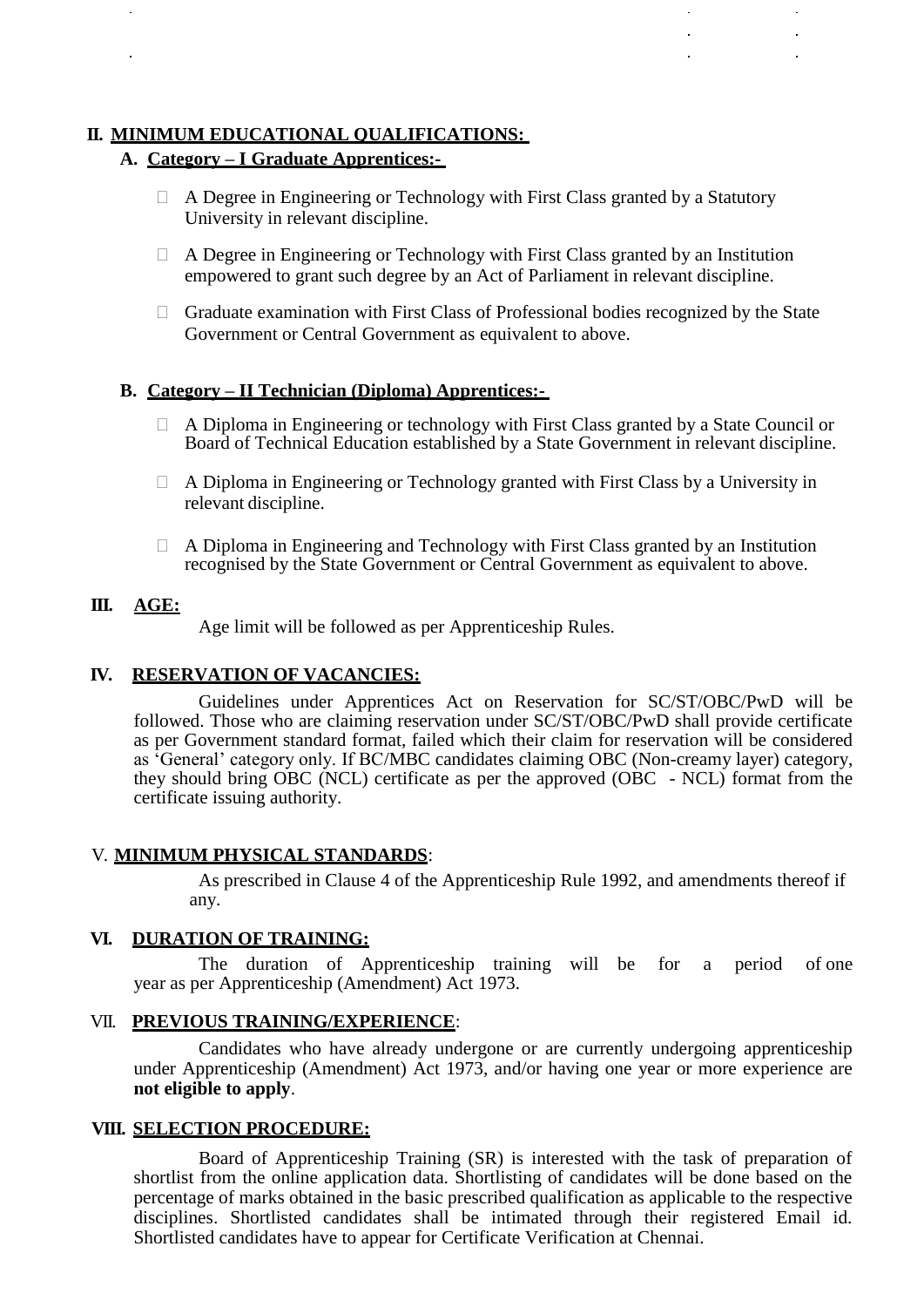## II. MINIMUM EDUCATIONAL QUALIFICATIONS:

### A. Category – I Graduate Apprentices:-

- A Degree in Engineering or Technology with First Class granted by a Statutory University in relevant discipline.
- A Degree in Engineering or Technology with First Class granted by an Institution empowered to grant such degree by an Act of Parliament in relevant discipline.
- Graduate examination with First Class of Professional bodies recognized by the State Government or Central Government as equivalent to above.

### B. Category – II Technician (Diploma) Apprentices:-

- A Diploma in Engineering or technology with First Class granted by a State Council or Board of Technical Education established by a State Government in relevant discipline.
- A Diploma in Engineering or Technology granted with First Class by a University in relevant discipline.
- A Diploma in Engineering and Technology with First Class granted by an Institution recognised by the State Government or Central Government as equivalent to above.

## III. AGE:

Age limit will be followed as per Apprenticeship Rules.

## IV. RESERVATION OF VACANCIES:

Guidelines under Apprentices Act on Reservation for SC/ST/OBC/PwD will be followed. Those who are claiming reservation under SC/ST/OBC/PwD shall provide certificate as per Government standard format, failed which their claim for reservation will be considered as 'General' category only. If BC/MBC candidates claiming OBC (Non-creamy layer) category, they should bring OBC (NCL) certificate as per the approved (OBC - NCL) format from the certificate issuing authority.

## V. MINIMUM PHYSICAL STANDARDS:

As prescribed in Clause 4 of the Apprenticeship Rule 1992, and amendments thereof if any.

## VI. DURATION OF TRAINING:

The duration of Apprenticeship training will be for a period of one year as per Apprenticeship (Amendment) Act 1973.

## VII. PREVIOUS TRAINING/EXPERIENCE:

Candidates who have already undergone or are currently undergoing apprenticeship under Apprenticeship (Amendment) Act 1973, and/or having one year or more experience are **not eligible to apply**.

## VIII. SELECTION PROCEDURE:

Board of Apprenticeship Training (SR) is interested with the task of preparation of shortlist from the online application data. Shortlisting of candidates will be done based on the percentage of marks obtained in the basic prescribed qualification as applicable to the respective disciplines. Shortlisted candidates shall be intimated through their registered Email id. Shortlisted candidates have to appear for Certificate Verification at Chennai.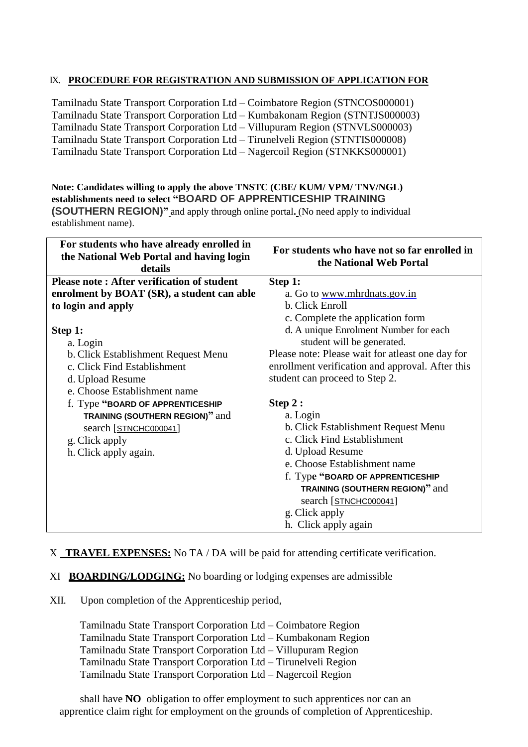IX. **PROCEDURE FOR REGISTRATION AND SUBMISSION OF APPLICATION FOR**

Tamilnadu State Transport Corporation Ltd – Coimbatore Region (STNCOS000001)
Tamilnadu State Transport Corporation Ltd – Kumbakonam Region (STNTJS000003)
Tamilnadu State Transport Corporation Ltd – Villupuram Region (STNVLS000003)
Tamilnadu State Transport Corporation Ltd – Tirunelveli Region (STNTIS000008)
Tamilnadu State Transport Corporation Ltd – Nagercoil Region (STNKKS000001)

**Note: Candidates willing to apply the above TNSTC (CBE/ KUM/ VPM/ TNV/NGL) establishments need to select "BOARD OF APPRENTICESHIP TRAINING (SOUTHERN REGION)"** and apply through online portal. (No need apply to individual establishment name).

| For students who have already enrolled in the National Web Portal and having login details | For students who have not so far enrolled in the National Web Portal |
|---|---|
| **Please note : After verification of student enrolment by BOAT (SR), a student can able to login and apply**<br><br>**Step 1:**<br>a. Login<br>b. Click Establishment Request Menu<br>c. Click Find Establishment<br>d. Upload Resume<br>e. Choose Establishment name<br>f. Type **"BOARD OF APPRENTICESHIP TRAINING (SOUTHERN REGION)"** and search [STNCHC000041]<br>g. Click apply<br>h. Click apply again. | **Step 1:**<br>a. Go to www.mhrdnats.gov.in<br>b. Click Enroll<br>c. Complete the application form<br>d. A unique Enrolment Number for each student will be generated.<br>Please note: Please wait for atleast one day for enrollment verification and approval. After this student can proceed to Step 2.<br><br>**Step 2 :**<br>a. Login<br>b. Click Establishment Request Menu<br>c. Click Find Establishment<br>d. Upload Resume<br>e. Choose Establishment name<br>f. Type **"BOARD OF APPRENTICESHIP TRAINING (SOUTHERN REGION)"** and search [STNCHC000041]<br>g. Click apply<br>h. Click apply again |

X **TRAVEL EXPENSES:** No TA / DA will be paid for attending certificate verification.

XI **BOARDING/LODGING:** No boarding or lodging expenses are admissible

XII. Upon completion of the Apprenticeship period,

Tamilnadu State Transport Corporation Ltd – Coimbatore Region
Tamilnadu State Transport Corporation Ltd – Kumbakonam Region
Tamilnadu State Transport Corporation Ltd – Villupuram Region
Tamilnadu State Transport Corporation Ltd – Tirunelveli Region
Tamilnadu State Transport Corporation Ltd – Nagercoil Region

shall have **NO** obligation to offer employment to such apprentices nor can an apprentice claim right for employment on the grounds of completion of Apprenticeship.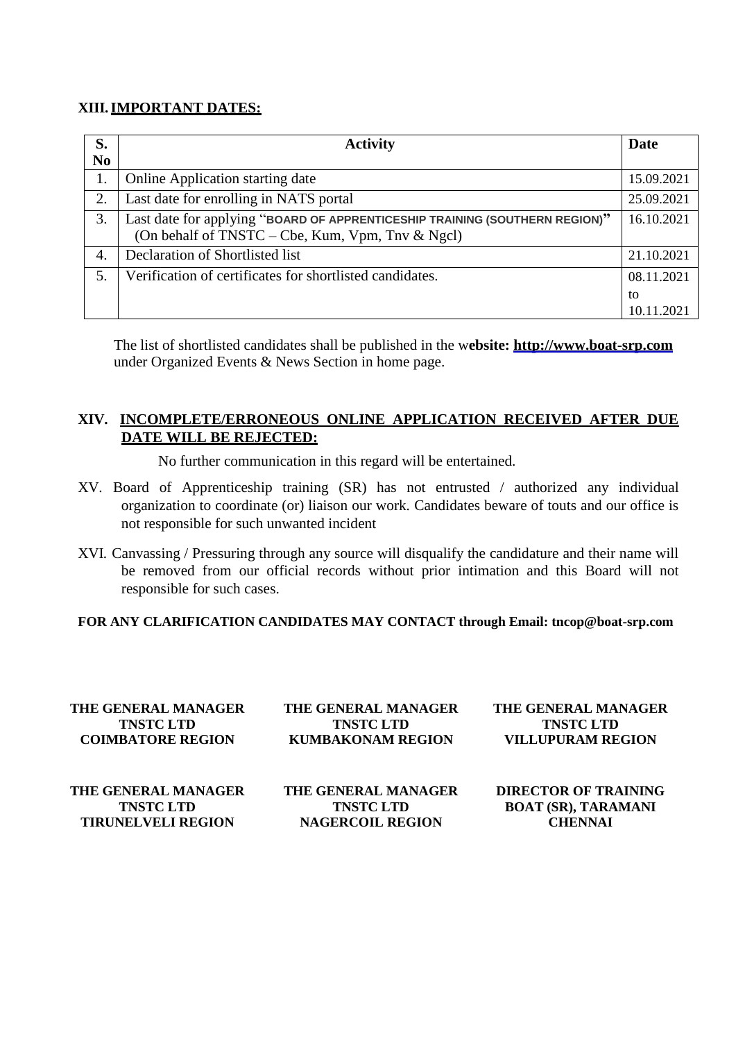## XIII. IMPORTANT DATES:

| S. No | Activity | Date |
|---|---|---|
| 1. | Online Application starting date | 15.09.2021 |
| 2. | Last date for enrolling in NATS portal | 25.09.2021 |
| 3. | Last date for applying "**BOARD OF APPRENTICESHIP TRAINING (SOUTHERN REGION)**" (On behalf of TNSTC – Cbe, Kum, Vpm, Tnv & Ngcl) | 16.10.2021 |
| 4. | Declaration of Shortlisted list | 21.10.2021 |
| 5. | Verification of certificates for shortlisted candidates. | 08.11.2021 to 10.11.2021 |

The list of shortlisted candidates shall be published in the w**ebsite: http://www.boat-srp.com** under Organized Events & News Section in home page.

## XIV. INCOMPLETE/ERRONEOUS ONLINE APPLICATION RECEIVED AFTER DUE DATE WILL BE REJECTED:

No further communication in this regard will be entertained.

XV. Board of Apprenticeship training (SR) has not entrusted / authorized any individual organization to coordinate (or) liaison our work. Candidates beware of touts and our office is not responsible for such unwanted incident

XVI. Canvassing / Pressuring through any source will disqualify the candidature and their name will be removed from our official records without prior intimation and this Board will not responsible for such cases.

**FOR ANY CLARIFICATION CANDIDATES MAY CONTACT through Email: tncop@boat-srp.com**

**THE GENERAL MANAGER**
**TNSTC LTD**
**COIMBATORE REGION**

**THE GENERAL MANAGER**
**TNSTC LTD**
**KUMBAKONAM REGION**

**THE GENERAL MANAGER**
**TNSTC LTD**
**VILLUPURAM REGION**

**THE GENERAL MANAGER**
**TNSTC LTD**
**TIRUNELVELI REGION**

**THE GENERAL MANAGER**
**TNSTC LTD**
**NAGERCOIL REGION**

**DIRECTOR OF TRAINING**
**BOAT (SR), TARAMANI**
**CHENNAI**